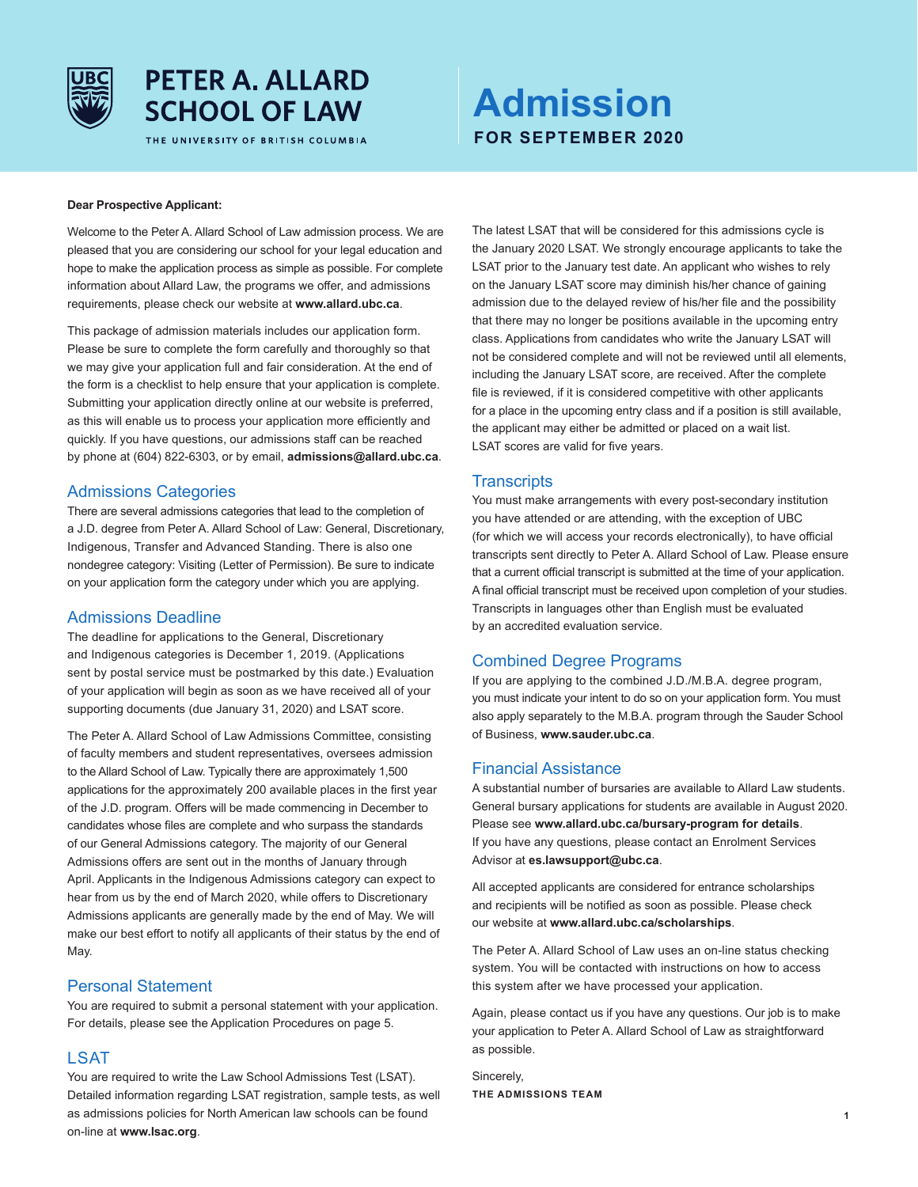# PETER A. ALLARD SCHOOL OF LAW

THE UNIVERSITY OF BRITISH COLUMBIA

# Admission

**FOR SEPTEMBER 2020**

**Dear Prospective Applicant:**

Welcome to the Peter A. Allard School of Law admission process. We are pleased that you are considering our school for your legal education and hope to make the application process as simple as possible. For complete information about Allard Law, the programs we offer, and admissions requirements, please check our website at **www.allard.ubc.ca**.

This package of admission materials includes our application form. Please be sure to complete the form carefully and thoroughly so that we may give your application full and fair consideration. At the end of the form is a checklist to help ensure that your application is complete. Submitting your application directly online at our website is preferred, as this will enable us to process your application more efficiently and quickly. If you have questions, our admissions staff can be reached by phone at (604) 822-6303, or by email, **admissions@allard.ubc.ca**.

## Admissions Categories

There are several admissions categories that lead to the completion of a J.D. degree from Peter A. Allard School of Law: General, Discretionary, Indigenous, Transfer and Advanced Standing. There is also one nondegree category: Visiting (Letter of Permission). Be sure to indicate on your application form the category under which you are applying.

## Admissions Deadline

The deadline for applications to the General, Discretionary and Indigenous categories is December 1, 2019. (Applications sent by postal service must be postmarked by this date.) Evaluation of your application will begin as soon as we have received all of your supporting documents (due January 31, 2020) and LSAT score.

The Peter A. Allard School of Law Admissions Committee, consisting of faculty members and student representatives, oversees admission to the Allard School of Law. Typically there are approximately 1,500 applications for the approximately 200 available places in the first year of the J.D. program. Offers will be made commencing in December to candidates whose files are complete and who surpass the standards of our General Admissions category. The majority of our General Admissions offers are sent out in the months of January through April. Applicants in the Indigenous Admissions category can expect to hear from us by the end of March 2020, while offers to Discretionary Admissions applicants are generally made by the end of May. We will make our best effort to notify all applicants of their status by the end of May.

## Personal Statement

You are required to submit a personal statement with your application. For details, please see the Application Procedures on page 5.

## LSAT

You are required to write the Law School Admissions Test (LSAT). Detailed information regarding LSAT registration, sample tests, as well as admissions policies for North American law schools can be found on-line at **www.lsac.org**.

The latest LSAT that will be considered for this admissions cycle is the January 2020 LSAT. We strongly encourage applicants to take the LSAT prior to the January test date. An applicant who wishes to rely on the January LSAT score may diminish his/her chance of gaining admission due to the delayed review of his/her file and the possibility that there may no longer be positions available in the upcoming entry class. Applications from candidates who write the January LSAT will not be considered complete and will not be reviewed until all elements, including the January LSAT score, are received. After the complete file is reviewed, if it is considered competitive with other applicants for a place in the upcoming entry class and if a position is still available, the applicant may either be admitted or placed on a wait list. LSAT scores are valid for five years.

## Transcripts

You must make arrangements with every post-secondary institution you have attended or are attending, with the exception of UBC (for which we will access your records electronically), to have official transcripts sent directly to Peter A. Allard School of Law. Please ensure that a current official transcript is submitted at the time of your application. A final official transcript must be received upon completion of your studies. Transcripts in languages other than English must be evaluated by an accredited evaluation service.

## Combined Degree Programs

If you are applying to the combined J.D./M.B.A. degree program, you must indicate your intent to do so on your application form. You must also apply separately to the M.B.A. program through the Sauder School of Business, **www.sauder.ubc.ca**.

## Financial Assistance

A substantial number of bursaries are available to Allard Law students. General bursary applications for students are available in August 2020. Please see **www.allard.ubc.ca/bursary-program for details**. If you have any questions, please contact an Enrolment Services Advisor at **es.lawsupport@ubc.ca**.

All accepted applicants are considered for entrance scholarships and recipients will be notified as soon as possible. Please check our website at **www.allard.ubc.ca/scholarships**.

The Peter A. Allard School of Law uses an on-line status checking system. You will be contacted with instructions on how to access this system after we have processed your application.

Again, please contact us if you have any questions. Our job is to make your application to Peter A. Allard School of Law as straightforward as possible.

Sincerely,

**THE ADMISSIONS TEAM**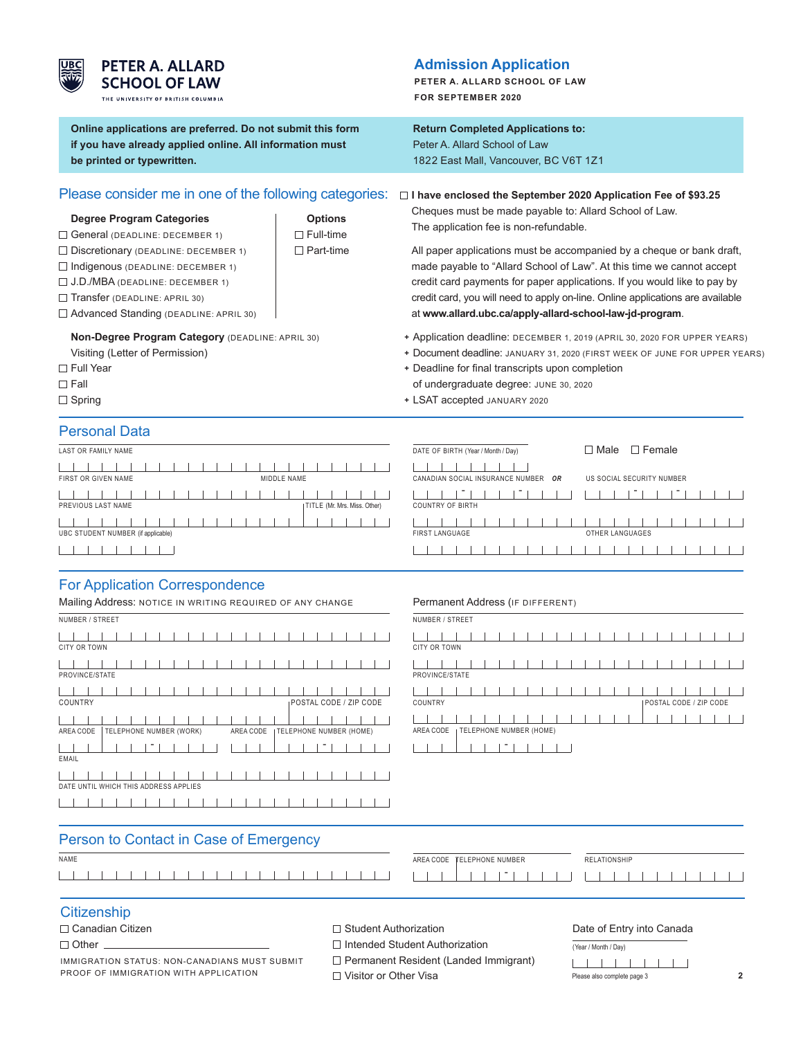**PETER A. ALLARD SCHOOL OF LAW**
THE UNIVERSITY OF BRITISH COLUMBIA

# Admission Application

**PETER A. ALLARD SCHOOL OF LAW**
**FOR SEPTEMBER 2020**

**Online applications are preferred. Do not submit this form if you have already applied online. All information must be printed or typewritten.**

**Return Completed Applications to:**
Peter A. Allard School of Law
1822 East Mall, Vancouver, BC V6T 1Z1

## Please consider me in one of the following categories:

**Degree Program Categories**

- ☐ General (DEADLINE: DECEMBER 1)
- ☐ Discretionary (DEADLINE: DECEMBER 1)
- ☐ Indigenous (DEADLINE: DECEMBER 1)
- ☐ J.D./MBA (DEADLINE: DECEMBER 1)
- ☐ Transfer (DEADLINE: APRIL 30)
- ☐ Advanced Standing (DEADLINE: APRIL 30)

**Options**

- ☐ Full-time
- ☐ Part-time

**Non-Degree Program Category** (DEADLINE: APRIL 30)
Visiting (Letter of Permission)

- ☐ Full Year
- ☐ Fall
- ☐ Spring

☐ **I have enclosed the September 2020 Application Fee of $93.25**
Cheques must be made payable to: Allard School of Law.
The application fee is non-refundable.

All paper applications must be accompanied by a cheque or bank draft, made payable to "Allard School of Law". At this time we cannot accept credit card payments for paper applications. If you would like to pay by credit card, you will need to apply on-line. Online applications are available at **www.allard.ubc.ca/apply-allard-school-law-jd-program**.

+ Application deadline: DECEMBER 1, 2019 (APRIL 30, 2020 FOR UPPER YEARS)
+ Document deadline: JANUARY 31, 2020 (FIRST WEEK OF JUNE FOR UPPER YEARS)
+ Deadline for final transcripts upon completion of undergraduate degree: JUNE 30, 2020
+ LSAT accepted JANUARY 2020

## Personal Data

LAST OR FAMILY NAME

FIRST OR GIVEN NAME | MIDDLE NAME

PREVIOUS LAST NAME | TITLE (Mr. Mrs. Miss. Other)

UBC STUDENT NUMBER (if applicable)

DATE OF BIRTH (Year / Month / Day) | ☐ Male ☐ Female

CANADIAN SOCIAL INSURANCE NUMBER ***OR*** US SOCIAL SECURITY NUMBER

COUNTRY OF BIRTH

FIRST LANGUAGE | OTHER LANGUAGES

## For Application Correspondence

Mailing Address: NOTICE IN WRITING REQUIRED OF ANY CHANGE

NUMBER / STREET

CITY OR TOWN

PROVINCE/STATE

COUNTRY | POSTAL CODE / ZIP CODE

AREA CODE | TELEPHONE NUMBER (WORK) | AREA CODE | TELEPHONE NUMBER (HOME)

EMAIL

DATE UNTIL WHICH THIS ADDRESS APPLIES

Permanent Address (IF DIFFERENT)

NUMBER / STREET

CITY OR TOWN

PROVINCE/STATE

COUNTRY | POSTAL CODE / ZIP CODE

AREA CODE | TELEPHONE NUMBER (HOME)

## Person to Contact in Case of Emergency

NAME | AREA CODE | TELEPHONE NUMBER | RELATIONSHIP

## Citizenship

- ☐ Canadian Citizen
- ☐ Other ______________

IMMIGRATION STATUS: NON-CANADIANS MUST SUBMIT PROOF OF IMMIGRATION WITH APPLICATION

- ☐ Student Authorization
- ☐ Intended Student Authorization
- ☐ Permanent Resident (Landed Immigrant)
- ☐ Visitor or Other Visa

Date of Entry into Canada
(Year / Month / Day)

Please also complete page 3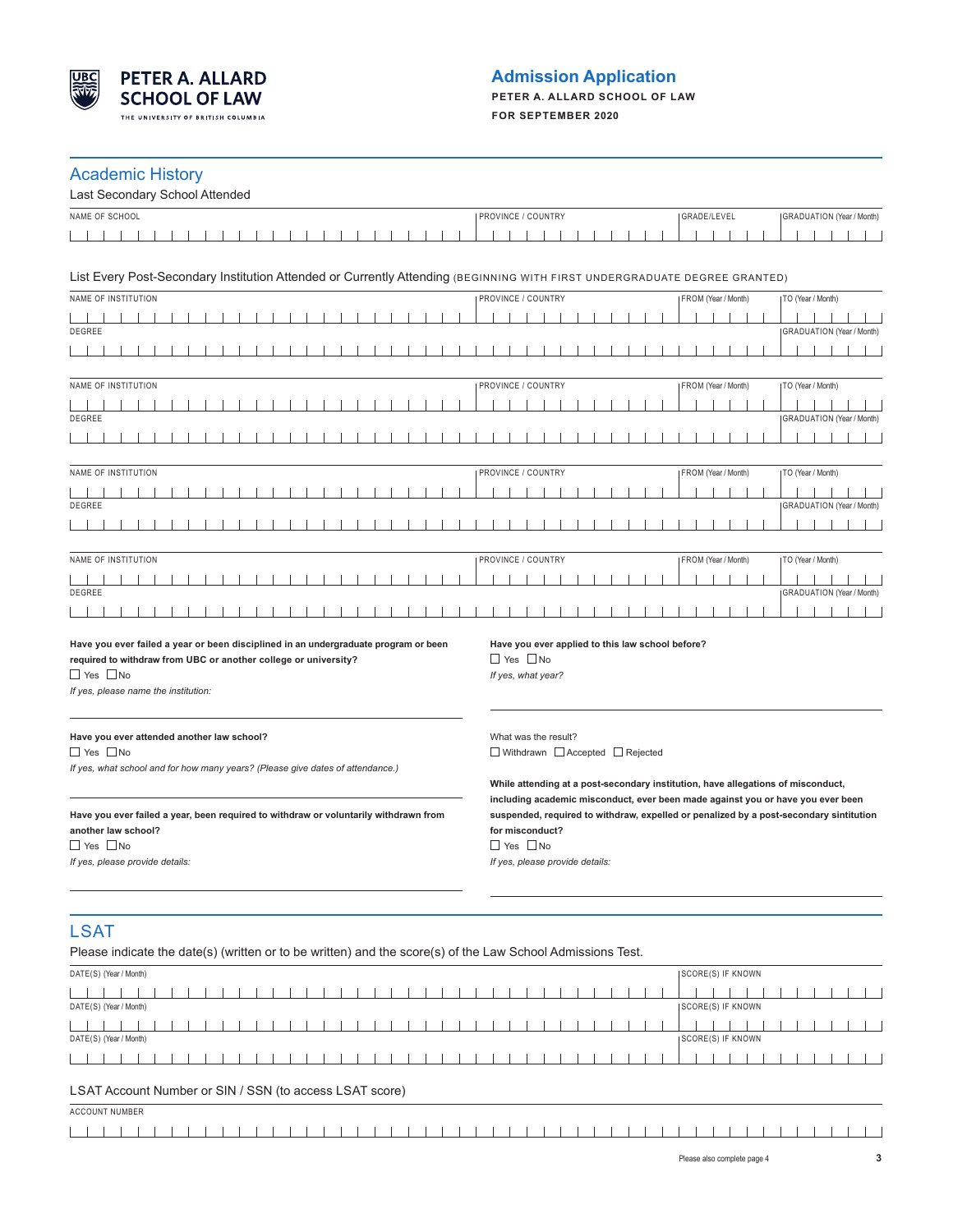PETER A. ALLARD SCHOOL OF LAW
THE UNIVERSITY OF BRITISH COLUMBIA

# Admission Application

**PETER A. ALLARD SCHOOL OF LAW**

**FOR SEPTEMBER 2020**

## Academic History

### Last Secondary School Attended

| NAME OF SCHOOL | PROVINCE / COUNTRY | GRADE/LEVEL | GRADUATION (Year / Month) |
|---|---|---|---|
| | | | |

### List Every Post-Secondary Institution Attended or Currently Attending (BEGINNING WITH FIRST UNDERGRADUATE DEGREE GRANTED)

| NAME OF INSTITUTION | PROVINCE / COUNTRY | FROM (Year / Month) | TO (Year / Month) |
|---|---|---|---|
| | | | |
| DEGREE | | | GRADUATION (Year / Month) |
| | | | |

| NAME OF INSTITUTION | PROVINCE / COUNTRY | FROM (Year / Month) | TO (Year / Month) |
|---|---|---|---|
| | | | |
| DEGREE | | | GRADUATION (Year / Month) |
| | | | |

| NAME OF INSTITUTION | PROVINCE / COUNTRY | FROM (Year / Month) | TO (Year / Month) |
|---|---|---|---|
| | | | |
| DEGREE | | | GRADUATION (Year / Month) |
| | | | |

| NAME OF INSTITUTION | PROVINCE / COUNTRY | FROM (Year / Month) | TO (Year / Month) |
|---|---|---|---|
| | | | |
| DEGREE | | | GRADUATION (Year / Month) |
| | | | |

**Have you ever failed a year or been disciplined in an undergraduate program or been required to withdraw from UBC or another college or university?**

☐ Yes ☐ No

*If yes, please name the institution:*

**Have you ever attended another law school?**

☐ Yes ☐ No

*If yes, what school and for how many years? (Please give dates of attendance.)*

**Have you ever failed a year, been required to withdraw or voluntarily withdrawn from another law school?**

☐ Yes ☐ No

*If yes, please provide details:*

**Have you ever applied to this law school before?**

☐ Yes ☐ No

*If yes, what year?*

What was the result?

☐ Withdrawn ☐ Accepted ☐ Rejected

**While attending at a post-secondary institution, have allegations of misconduct, including academic misconduct, ever been made against you or have you ever been suspended, required to withdraw, expelled or penalized by a post-secondary sintitution for misconduct?**

☐ Yes ☐ No

*If yes, please provide details:*

## LSAT

Please indicate the date(s) (written or to be written) and the score(s) of the Law School Admissions Test.

| DATE(S) (Year / Month) | SCORE(S) IF KNOWN |
|---|---|
| | |
| | |
| | |

### LSAT Account Number or SIN / SSN (to access LSAT score)

| ACCOUNT NUMBER |
|---|
| |

Please also complete page 4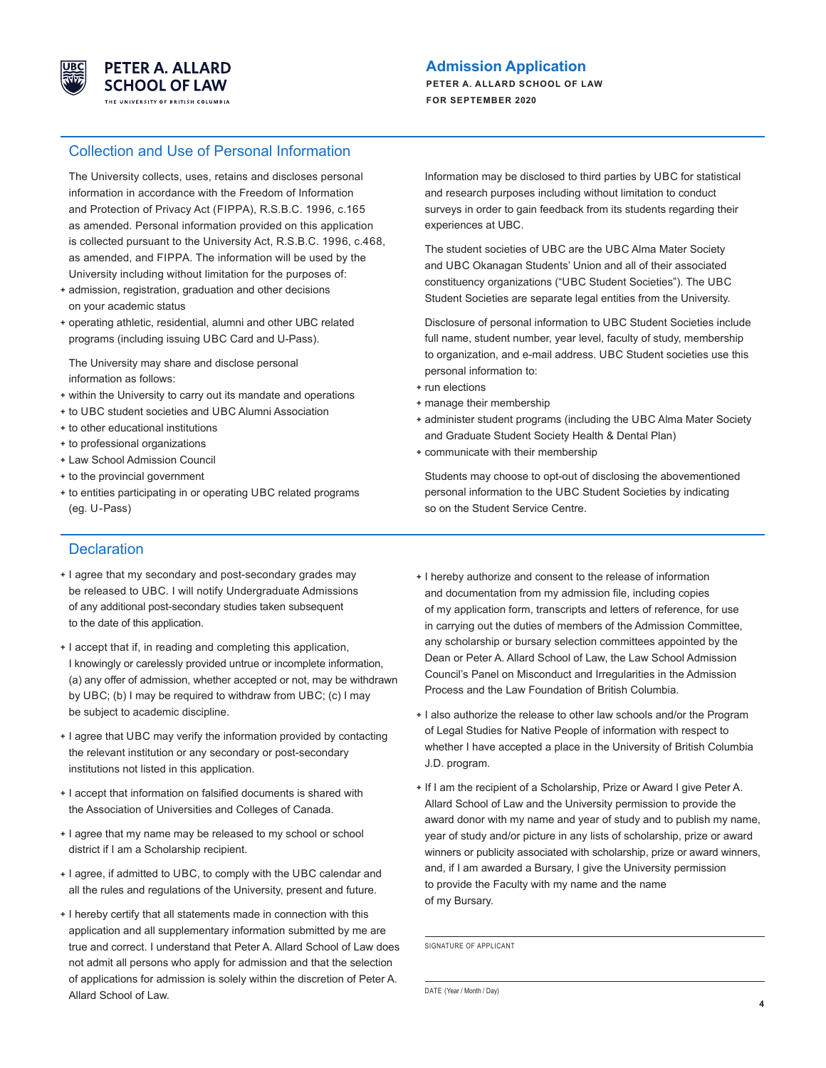PETER A. ALLARD SCHOOL OF LAW
THE UNIVERSITY OF BRITISH COLUMBIA

# Admission Application

**PETER A. ALLARD SCHOOL OF LAW**
**FOR SEPTEMBER 2020**

## Collection and Use of Personal Information

The University collects, uses, retains and discloses personal information in accordance with the Freedom of Information and Protection of Privacy Act (FIPPA), R.S.B.C. 1996, c.165 as amended. Personal information provided on this application is collected pursuant to the University Act, R.S.B.C. 1996, c.468, as amended, and FIPPA. The information will be used by the University including without limitation for the purposes of:

+ admission, registration, graduation and other decisions on your academic status
+ operating athletic, residential, alumni and other UBC related programs (including issuing UBC Card and U-Pass).

The University may share and disclose personal information as follows:

+ within the University to carry out its mandate and operations
+ to UBC student societies and UBC Alumni Association
+ to other educational institutions
+ to professional organizations
+ Law School Admission Council
+ to the provincial government
+ to entities participating in or operating UBC related programs (eg. U-Pass)

Information may be disclosed to third parties by UBC for statistical and research purposes including without limitation to conduct surveys in order to gain feedback from its students regarding their experiences at UBC.

The student societies of UBC are the UBC Alma Mater Society and UBC Okanagan Students' Union and all of their associated constituency organizations ("UBC Student Societies"). The UBC Student Societies are separate legal entities from the University.

Disclosure of personal information to UBC Student Societies include full name, student number, year level, faculty of study, membership to organization, and e-mail address. UBC Student societies use this personal information to:

+ run elections
+ manage their membership
+ administer student programs (including the UBC Alma Mater Society and Graduate Student Society Health & Dental Plan)
+ communicate with their membership

Students may choose to opt-out of disclosing the abovementioned personal information to the UBC Student Societies by indicating so on the Student Service Centre.

## Declaration

+ I agree that my secondary and post-secondary grades may be released to UBC. I will notify Undergraduate Admissions of any additional post-secondary studies taken subsequent to the date of this application.
+ I accept that if, in reading and completing this application, I knowingly or carelessly provided untrue or incomplete information, (a) any offer of admission, whether accepted or not, may be withdrawn by UBC; (b) I may be required to withdraw from UBC; (c) I may be subject to academic discipline.
+ I agree that UBC may verify the information provided by contacting the relevant institution or any secondary or post-secondary institutions not listed in this application.
+ I accept that information on falsified documents is shared with the Association of Universities and Colleges of Canada.
+ I agree that my name may be released to my school or school district if I am a Scholarship recipient.
+ I agree, if admitted to UBC, to comply with the UBC calendar and all the rules and regulations of the University, present and future.
+ I hereby certify that all statements made in connection with this application and all supplementary information submitted by me are true and correct. I understand that Peter A. Allard School of Law does not admit all persons who apply for admission and that the selection of applications for admission is solely within the discretion of Peter A. Allard School of Law.
+ I hereby authorize and consent to the release of information and documentation from my admission file, including copies of my application form, transcripts and letters of reference, for use in carrying out the duties of members of the Admission Committee, any scholarship or bursary selection committees appointed by the Dean or Peter A. Allard School of Law, the Law School Admission Council's Panel on Misconduct and Irregularities in the Admission Process and the Law Foundation of British Columbia.
+ I also authorize the release to other law schools and/or the Program of Legal Studies for Native People of information with respect to whether I have accepted a place in the University of British Columbia J.D. program.
+ If I am the recipient of a Scholarship, Prize or Award I give Peter A. Allard School of Law and the University permission to provide the award donor with my name and year of study and to publish my name, year of study and/or picture in any lists of scholarship, prize or award winners or publicity associated with scholarship, prize or award winners, and, if I am awarded a Bursary, I give the University permission to provide the Faculty with my name and the name of my Bursary.

SIGNATURE OF APPLICANT

DATE (Year / Month / Day)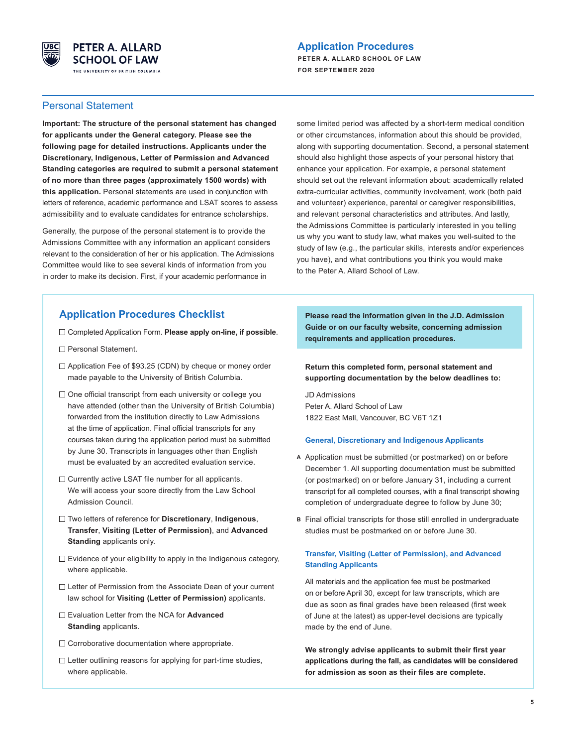## Personal Statement

**Important: The structure of the personal statement has changed for applicants under the General category. Please see the following page for detailed instructions. Applicants under the Discretionary, Indigenous, Letter of Permission and Advanced Standing categories are required to submit a personal statement of no more than three pages (approximately 1500 words) with this application.** Personal statements are used in conjunction with letters of reference, academic performance and LSAT scores to assess admissibility and to evaluate candidates for entrance scholarships.

Generally, the purpose of the personal statement is to provide the Admissions Committee with any information an applicant considers relevant to the consideration of her or his application. The Admissions Committee would like to see several kinds of information from you in order to make its decision. First, if your academic performance in some limited period was affected by a short-term medical condition or other circumstances, information about this should be provided, along with supporting documentation. Second, a personal statement should also highlight those aspects of your personal history that enhance your application. For example, a personal statement should set out the relevant information about: academically related extra-curricular activities, community involvement, work (both paid and volunteer) experience, parental or caregiver responsibilities, and relevant personal characteristics and attributes. And lastly, the Admissions Committee is particularly interested in you telling us why you want to study law, what makes you well-suited to the study of law (e.g., the particular skills, interests and/or experiences you have), and what contributions you think you would make to the Peter A. Allard School of Law.

## Application Procedures Checklist

- ☐ Completed Application Form. **Please apply on-line, if possible**.
- ☐ Personal Statement.
- ☐ Application Fee of $93.25 (CDN) by cheque or money order made payable to the University of British Columbia.
- ☐ One official transcript from each university or college you have attended (other than the University of British Columbia) forwarded from the institution directly to Law Admissions at the time of application. Final official transcripts for any courses taken during the application period must be submitted by June 30. Transcripts in languages other than English must be evaluated by an accredited evaluation service.
- ☐ Currently active LSAT file number for all applicants. We will access your score directly from the Law School Admission Council.
- ☐ Two letters of reference for **Discretionary**, **Indigenous**, **Transfer**, **Visiting (Letter of Permission)**, and **Advanced Standing** applicants only.
- ☐ Evidence of your eligibility to apply in the Indigenous category, where applicable.
- ☐ Letter of Permission from the Associate Dean of your current law school for **Visiting (Letter of Permission)** applicants.
- ☐ Evaluation Letter from the NCA for **Advanced Standing** applicants.
- ☐ Corroborative documentation where appropriate.
- ☐ Letter outlining reasons for applying for part-time studies, where applicable.

**Please read the information given in the J.D. Admission Guide or on our faculty website, concerning admission requirements and application procedures.**

**Return this completed form, personal statement and supporting documentation by the below deadlines to:**

JD Admissions
Peter A. Allard School of Law
1822 East Mall, Vancouver, BC V6T 1Z1

### General, Discretionary and Indigenous Applicants

**A** Application must be submitted (or postmarked) on or before December 1. All supporting documentation must be submitted (or postmarked) on or before January 31, including a current transcript for all completed courses, with a final transcript showing completion of undergraduate degree to follow by June 30;

**B** Final official transcripts for those still enrolled in undergraduate studies must be postmarked on or before June 30.

### Transfer, Visiting (Letter of Permission), and Advanced Standing Applicants

All materials and the application fee must be postmarked on or before April 30, except for law transcripts, which are due as soon as final grades have been released (first week of June at the latest) as upper-level decisions are typically made by the end of June.

**We strongly advise applicants to submit their first year applications during the fall, as candidates will be considered for admission as soon as their files are complete.**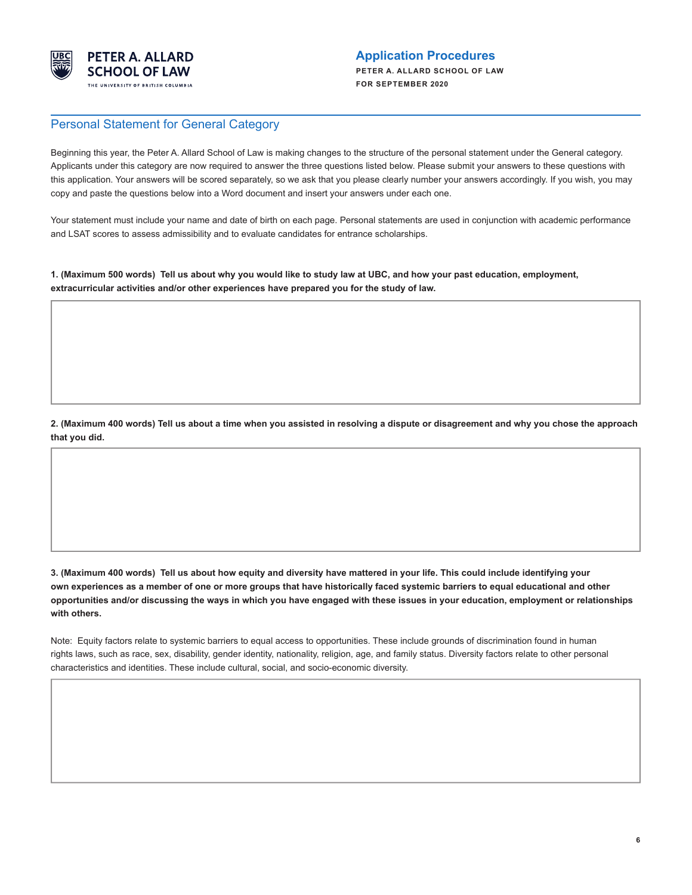## Personal Statement for General Category

Beginning this year, the Peter A. Allard School of Law is making changes to the structure of the personal statement under the General category. Applicants under this category are now required to answer the three questions listed below. Please submit your answers to these questions with this application. Your answers will be scored separately, so we ask that you please clearly number your answers accordingly. If you wish, you may copy and paste the questions below into a Word document and insert your answers under each one.

Your statement must include your name and date of birth on each page. Personal statements are used in conjunction with academic performance and LSAT scores to assess admissibility and to evaluate candidates for entrance scholarships.

**1. (Maximum 500 words) Tell us about why you would like to study law at UBC, and how your past education, employment, extracurricular activities and/or other experiences have prepared you for the study of law.**

**2. (Maximum 400 words) Tell us about a time when you assisted in resolving a dispute or disagreement and why you chose the approach that you did.**

**3. (Maximum 400 words) Tell us about how equity and diversity have mattered in your life. This could include identifying your own experiences as a member of one or more groups that have historically faced systemic barriers to equal educational and other opportunities and/or discussing the ways in which you have engaged with these issues in your education, employment or relationships with others.**

Note: Equity factors relate to systemic barriers to equal access to opportunities. These include grounds of discrimination found in human rights laws, such as race, sex, disability, gender identity, nationality, religion, age, and family status. Diversity factors relate to other personal characteristics and identities. These include cultural, social, and socio-economic diversity.